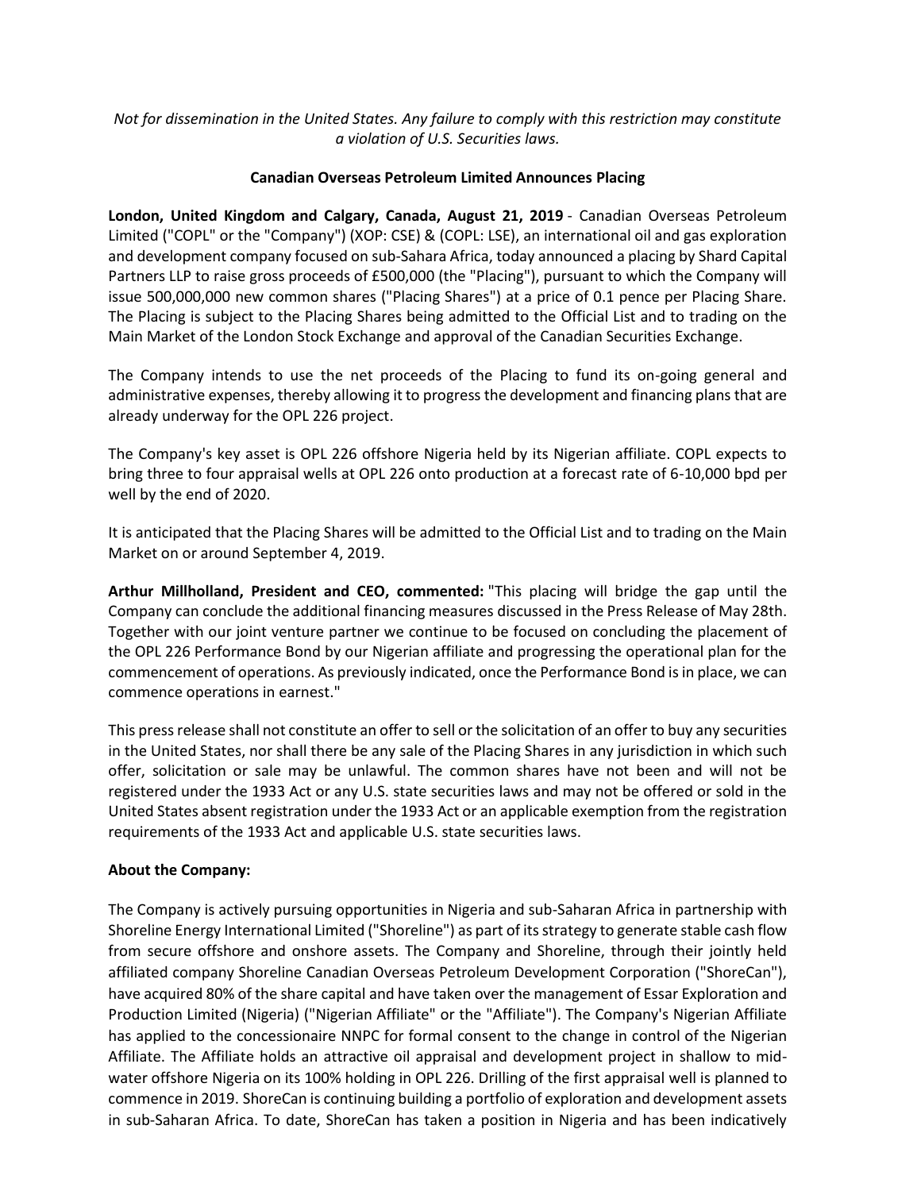*Not for dissemination in the United States. Any failure to comply with this restriction may constitute a violation of U.S. Securities laws.*

**Canadian Overseas Petroleum Limited Announces Placing**

**London, United Kingdom and Calgary, Canada, August 21, 2019** - Canadian Overseas Petroleum Limited ("COPL" or the "Company") (XOP: CSE) & (COPL: LSE), an international oil and gas exploration and development company focused on sub-Sahara Africa, today announced a placing by Shard Capital Partners LLP to raise gross proceeds of £500,000 (the "Placing"), pursuant to which the Company will issue 500,000,000 new common shares ("Placing Shares") at a price of 0.1 pence per Placing Share. The Placing is subject to the Placing Shares being admitted to the Official List and to trading on the Main Market of the London Stock Exchange and approval of the Canadian Securities Exchange.

The Company intends to use the net proceeds of the Placing to fund its on-going general and administrative expenses, thereby allowing it to progress the development and financing plans that are already underway for the OPL 226 project.

The Company's key asset is OPL 226 offshore Nigeria held by its Nigerian affiliate. COPL expects to bring three to four appraisal wells at OPL 226 onto production at a forecast rate of 6-10,000 bpd per well by the end of 2020.

It is anticipated that the Placing Shares will be admitted to the Official List and to trading on the Main Market on or around September 4, 2019.

**Arthur Millholland, President and CEO, commented:** "This placing will bridge the gap until the Company can conclude the additional financing measures discussed in the Press Release of May 28th. Together with our joint venture partner we continue to be focused on concluding the placement of the OPL 226 Performance Bond by our Nigerian affiliate and progressing the operational plan for the commencement of operations. As previously indicated, once the Performance Bond is in place, we can commence operations in earnest."

This press release shall not constitute an offer to sell or the solicitation of an offer to buy any securities in the United States, nor shall there be any sale of the Placing Shares in any jurisdiction in which such offer, solicitation or sale may be unlawful. The common shares have not been and will not be registered under the 1933 Act or any U.S. state securities laws and may not be offered or sold in the United States absent registration under the 1933 Act or an applicable exemption from the registration requirements of the 1933 Act and applicable U.S. state securities laws.

**About the Company:**

The Company is actively pursuing opportunities in Nigeria and sub-Saharan Africa in partnership with Shoreline Energy International Limited ("Shoreline") as part of its strategy to generate stable cash flow from secure offshore and onshore assets. The Company and Shoreline, through their jointly held affiliated company Shoreline Canadian Overseas Petroleum Development Corporation ("ShoreCan"), have acquired 80% of the share capital and have taken over the management of Essar Exploration and Production Limited (Nigeria) ("Nigerian Affiliate" or the "Affiliate"). The Company's Nigerian Affiliate has applied to the concessionaire NNPC for formal consent to the change in control of the Nigerian Affiliate. The Affiliate holds an attractive oil appraisal and development project in shallow to mid-water offshore Nigeria on its 100% holding in OPL 226. Drilling of the first appraisal well is planned to commence in 2019. ShoreCan is continuing building a portfolio of exploration and development assets in sub-Saharan Africa. To date, ShoreCan has taken a position in Nigeria and has been indicatively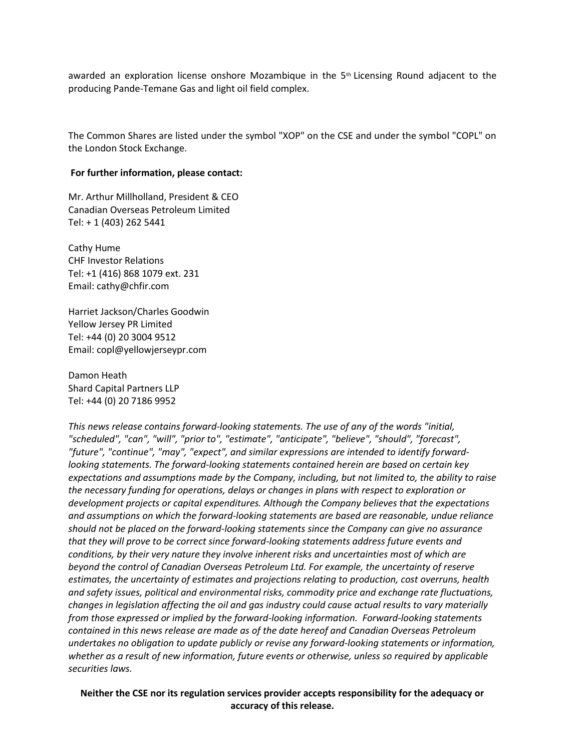awarded an exploration license onshore Mozambique in the 5th Licensing Round adjacent to the producing Pande-Temane Gas and light oil field complex.

The Common Shares are listed under the symbol "XOP" on the CSE and under the symbol "COPL" on the London Stock Exchange.

**For further information, please contact:**

Mr. Arthur Millholland, President & CEO
Canadian Overseas Petroleum Limited
Tel: + 1 (403) 262 5441

Cathy Hume
CHF Investor Relations
Tel: +1 (416) 868 1079 ext. 231
Email: cathy@chfir.com

Harriet Jackson/Charles Goodwin
Yellow Jersey PR Limited
Tel: +44 (0) 20 3004 9512
Email: copl@yellowjerseypr.com

Damon Heath
Shard Capital Partners LLP
Tel: +44 (0) 20 7186 9952

*This news release contains forward-looking statements. The use of any of the words "initial, "scheduled", "can", "will", "prior to", "estimate", "anticipate", "believe", "should", "forecast", "future", "continue", "may", "expect", and similar expressions are intended to identify forward-looking statements. The forward-looking statements contained herein are based on certain key expectations and assumptions made by the Company, including, but not limited to, the ability to raise the necessary funding for operations, delays or changes in plans with respect to exploration or development projects or capital expenditures. Although the Company believes that the expectations and assumptions on which the forward-looking statements are based are reasonable, undue reliance should not be placed on the forward-looking statements since the Company can give no assurance that they will prove to be correct since forward-looking statements address future events and conditions, by their very nature they involve inherent risks and uncertainties most of which are beyond the control of Canadian Overseas Petroleum Ltd. For example, the uncertainty of reserve estimates, the uncertainty of estimates and projections relating to production, cost overruns, health and safety issues, political and environmental risks, commodity price and exchange rate fluctuations, changes in legislation affecting the oil and gas industry could cause actual results to vary materially from those expressed or implied by the forward-looking information. Forward-looking statements contained in this news release are made as of the date hereof and Canadian Overseas Petroleum undertakes no obligation to update publicly or revise any forward-looking statements or information, whether as a result of new information, future events or otherwise, unless so required by applicable securities laws.*

**Neither the CSE nor its regulation services provider accepts responsibility for the adequacy or accuracy of this release.**